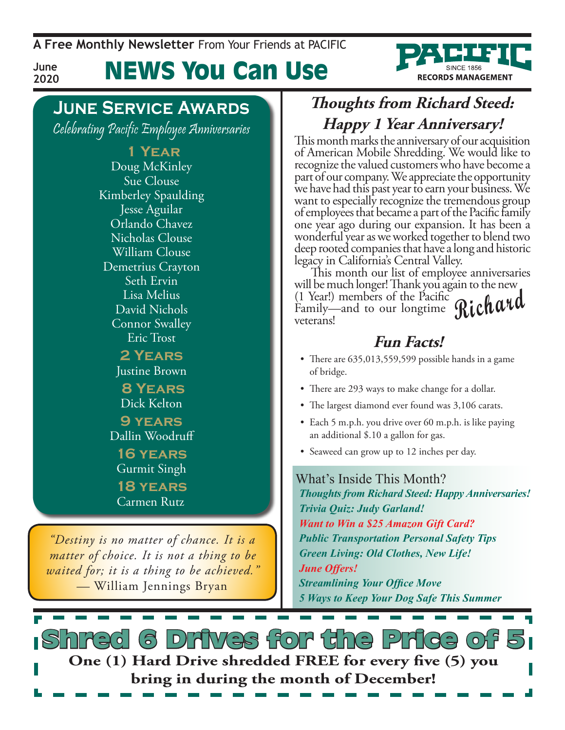A Free Monthly Newsletter From Your Friends at PACIFIC

June 2020

# NEWS You Can Use

PACIFIC SINCE 1856 RECORDS MANAGEMENT

## June Service Awards

*Celebrating Pacific Employee Anniversaries*

### 1 Year

Doug McKinley
Sue Clouse
Kimberley Spaulding
Jesse Aguilar
Orlando Chavez
Nicholas Clouse
William Clouse
Demetrius Crayton
Seth Ervin
Lisa Melius
David Nichols
Connor Swalley
Eric Trost

### 2 Years

Justine Brown

### 8 Years

Dick Kelton

### 9 years

Dallin Woodruff

### 16 years

Gurmit Singh

### 18 years

Carmen Rutz

*"Destiny is no matter of chance. It is a matter of choice. It is not a thing to be waited for; it is a thing to be achieved."* — William Jennings Bryan

## Thoughts from Richard Steed: Happy 1 Year Anniversary!

This month marks the anniversary of our acquisition of American Mobile Shredding. We would like to recognize the valued customers who have become a part of our company. We appreciate the opportunity we have had this past year to earn your business. We want to especially recognize the tremendous group of employees that became a part of the Pacific family one year ago during our expansion. It has been a wonderful year as we worked together to blend two deep rooted companies that have a long and historic legacy in California's Central Valley.

This month our list of employee anniversaries will be much longer! Thank you again to the new (1 Year!) members of the Pacific Family—and to our longtime veterans!

Richard

## Fun Facts!

- There are 635,013,559,599 possible hands in a game of bridge.
- There are 293 ways to make change for a dollar.
- The largest diamond ever found was 3,106 carats.
- Each 5 m.p.h. you drive over 60 m.p.h. is like paying an additional $.10 a gallon for gas.
- Seaweed can grow up to 12 inches per day.

### What's Inside This Month?

*Thoughts from Richard Steed: Happy Anniversaries!*
*Trivia Quiz: Judy Garland!*
*Want to Win a $25 Amazon Gift Card?*
*Public Transportation Personal Safety Tips*
*Green Living: Old Clothes, New Life!*
*June Offers!*
*Streamlining Your Office Move*
*5 Ways to Keep Your Dog Safe This Summer*

## Shred 6 Drives for the Price of 5

**One (1) Hard Drive shredded FREE for every five (5) you bring in during the month of December!**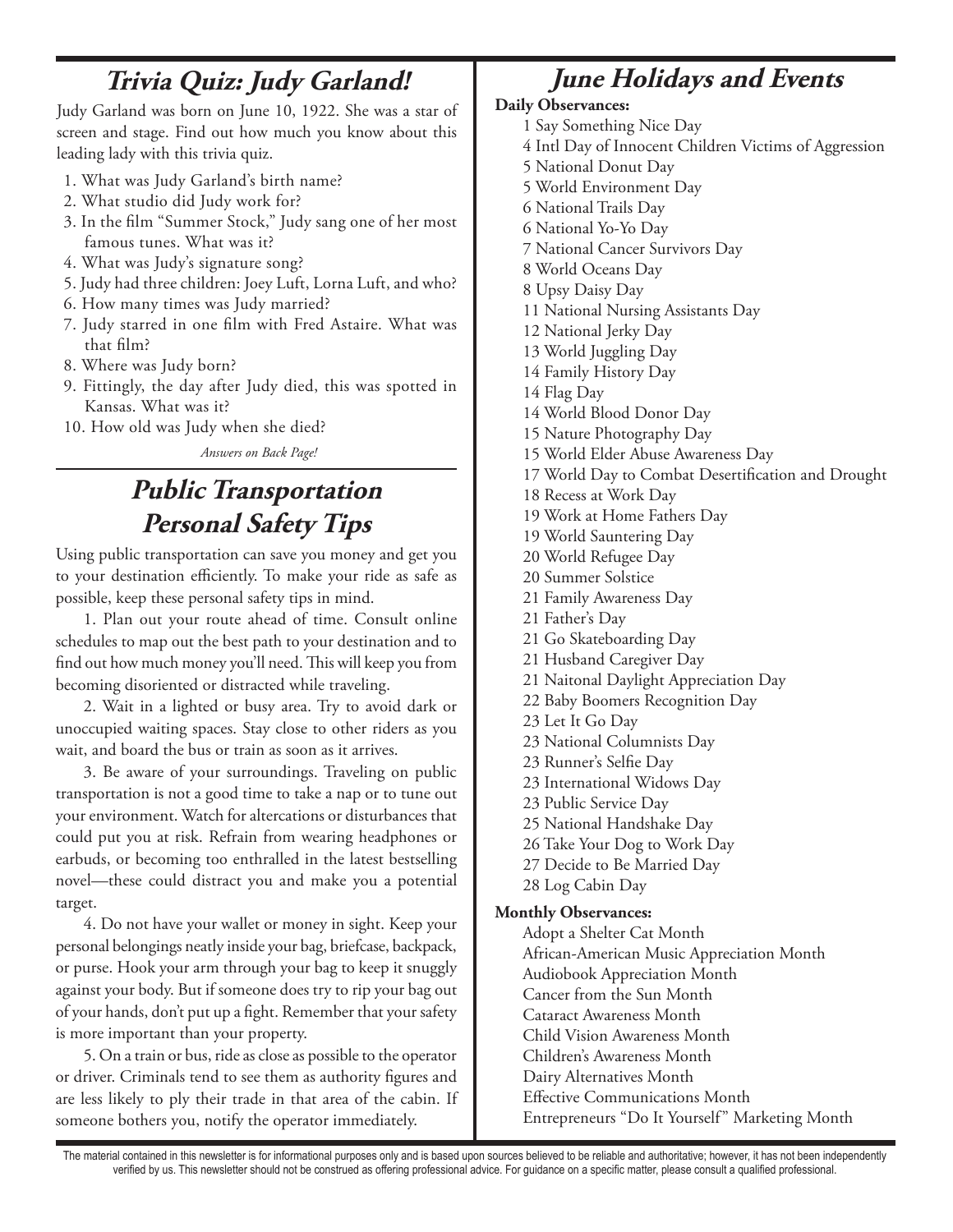## Trivia Quiz: Judy Garland!

Judy Garland was born on June 10, 1922. She was a star of screen and stage. Find out how much you know about this leading lady with this trivia quiz.

1. What was Judy Garland's birth name?
2. What studio did Judy work for?
3. In the film "Summer Stock," Judy sang one of her most famous tunes. What was it?
4. What was Judy's signature song?
5. Judy had three children: Joey Luft, Lorna Luft, and who?
6. How many times was Judy married?
7. Judy starred in one film with Fred Astaire. What was that film?
8. Where was Judy born?
9. Fittingly, the day after Judy died, this was spotted in Kansas. What was it?
10. How old was Judy when she died?

*Answers on Back Page!*

## Public Transportation Personal Safety Tips

Using public transportation can save you money and get you to your destination efficiently. To make your ride as safe as possible, keep these personal safety tips in mind.

1. Plan out your route ahead of time. Consult online schedules to map out the best path to your destination and to find out how much money you'll need. This will keep you from becoming disoriented or distracted while traveling.

2. Wait in a lighted or busy area. Try to avoid dark or unoccupied waiting spaces. Stay close to other riders as you wait, and board the bus or train as soon as it arrives.

3. Be aware of your surroundings. Traveling on public transportation is not a good time to take a nap or to tune out your environment. Watch for altercations or disturbances that could put you at risk. Refrain from wearing headphones or earbuds, or becoming too enthralled in the latest bestselling novel—these could distract you and make you a potential target.

4. Do not have your wallet or money in sight. Keep your personal belongings neatly inside your bag, briefcase, backpack, or purse. Hook your arm through your bag to keep it snuggly against your body. But if someone does try to rip your bag out of your hands, don't put up a fight. Remember that your safety is more important than your property.

5. On a train or bus, ride as close as possible to the operator or driver. Criminals tend to see them as authority figures and are less likely to ply their trade in that area of the cabin. If someone bothers you, notify the operator immediately.

## June Holidays and Events

**Daily Observances:**

1 Say Something Nice Day
4 Intl Day of Innocent Children Victims of Aggression
5 National Donut Day
5 World Environment Day
6 National Trails Day
6 National Yo-Yo Day
7 National Cancer Survivors Day
8 World Oceans Day
8 Upsy Daisy Day
11 National Nursing Assistants Day
12 National Jerky Day
13 World Juggling Day
14 Family History Day
14 Flag Day
14 World Blood Donor Day
15 Nature Photography Day
15 World Elder Abuse Awareness Day
17 World Day to Combat Desertification and Drought
18 Recess at Work Day
19 Work at Home Fathers Day
19 World Sauntering Day
20 World Refugee Day
20 Summer Solstice
21 Family Awareness Day
21 Father's Day
21 Go Skateboarding Day
21 Husband Caregiver Day
21 Naitonal Daylight Appreciation Day
22 Baby Boomers Recognition Day
23 Let It Go Day
23 National Columnists Day
23 Runner's Selfie Day
23 International Widows Day
23 Public Service Day
25 National Handshake Day
26 Take Your Dog to Work Day
27 Decide to Be Married Day
28 Log Cabin Day

**Monthly Observances:**

Adopt a Shelter Cat Month
African-American Music Appreciation Month
Audiobook Appreciation Month
Cancer from the Sun Month
Cataract Awareness Month
Child Vision Awareness Month
Children's Awareness Month
Dairy Alternatives Month
Effective Communications Month
Entrepreneurs "Do It Yourself" Marketing Month

The material contained in this newsletter is for informational purposes only and is based upon sources believed to be reliable and authoritative; however, it has not been independently verified by us. This newsletter should not be construed as offering professional advice. For guidance on a specific matter, please consult a qualified professional.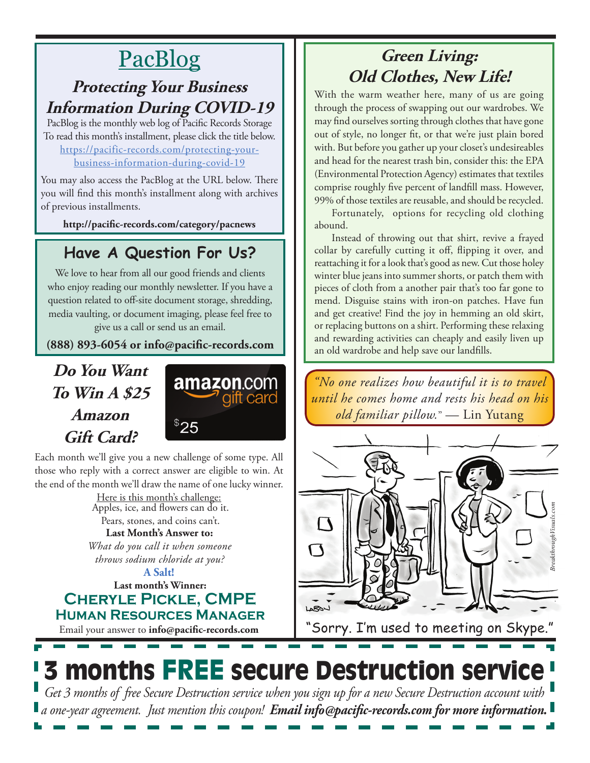# PacBlog

### Protecting Your Business Information During COVID-19

PacBlog is the monthly web log of Pacific Records Storage To read this month's installment, please click the title below.

https://pacific-records.com/protecting-your-business-information-during-covid-19

You may also access the PacBlog at the URL below. There you will find this month's installment along with archives of previous installments.

**http://pacific-records.com/category/pacnews**

## Have A Question For Us?

We love to hear from all our good friends and clients who enjoy reading our monthly newsletter. If you have a question related to off-site document storage, shredding, media vaulting, or document imaging, please feel free to give us a call or send us an email.

**(888) 893-6054 or info@pacific-records.com**

## Do You Want To Win A $25 Amazon Gift Card?

amazon.com gift card
$25

Each month we'll give you a new challenge of some type. All those who reply with a correct answer are eligible to win. At the end of the month we'll draw the name of one lucky winner.

Here is this month's challenge:
Apples, ice, and flowers can do it.
Pears, stones, and coins can't.

**Last Month's Answer to:**
*What do you call it when someone throws sodium chloride at you?*
**A Salt!**

**Last month's Winner:**
**Cheryle Pickle, CMPE**
**Human Resources Manager**

Email your answer to **info@pacific-records.com**

## Green Living: Old Clothes, New Life!

With the warm weather here, many of us are going through the process of swapping out our wardrobes. We may find ourselves sorting through clothes that have gone out of style, no longer fit, or that we're just plain bored with. But before you gather up your closet's undesireables and head for the nearest trash bin, consider this: the EPA (Environmental Protection Agency) estimates that textiles comprise roughly five percent of landfill mass. However, 99% of those textiles are reusable, and should be recycled.

Fortunately, options for recycling old clothing abound.

Instead of throwing out that shirt, revive a frayed collar by carefully cutting it off, flipping it over, and reattaching it for a look that's good as new. Cut those holey winter blue jeans into summer shorts, or patch them with pieces of cloth from a another pair that's too far gone to mend. Disguise stains with iron-on patches. Have fun and get creative! Find the joy in hemming an old skirt, or replacing buttons on a shirt. Performing these relaxing and rewarding activities can cheaply and easily liven up an old wardrobe and help save our landfills.

*"No one realizes how beautiful it is to travel until he comes home and rests his head on his old familiar pillow."* — Lin Yutang

BreakthroughVisuals.com

"Sorry. I'm used to meeting on Skype."

## 3 months FREE secure Destruction service

*Get 3 months of free Secure Destruction service when you sign up for a new Secure Destruction account with a one-year agreement. Just mention this coupon!* ***Email info@pacific-records.com for more information.***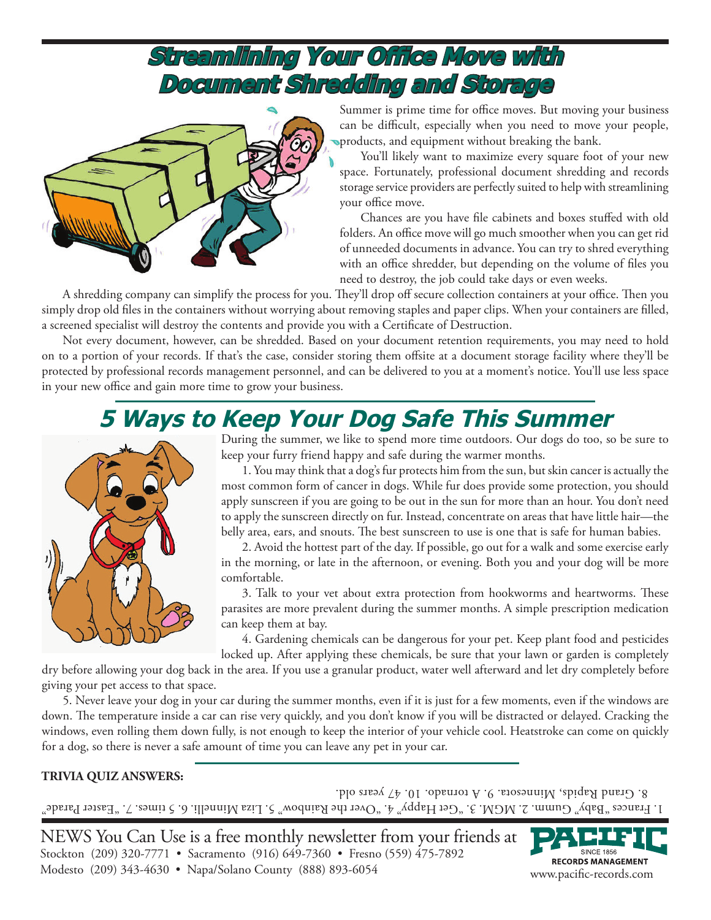# Streamlining Your Office Move with Document Shredding and Storage

Summer is prime time for office moves. But moving your business can be difficult, especially when you need to move your people, products, and equipment without breaking the bank.

You'll likely want to maximize every square foot of your new space. Fortunately, professional document shredding and records storage service providers are perfectly suited to help with streamlining your office move.

Chances are you have file cabinets and boxes stuffed with old folders. An office move will go much smoother when you can get rid of unneeded documents in advance. You can try to shred everything with an office shredder, but depending on the volume of files you need to destroy, the job could take days or even weeks.

A shredding company can simplify the process for you. They'll drop off secure collection containers at your office. Then you simply drop old files in the containers without worrying about removing staples and paper clips. When your containers are filled, a screened specialist will destroy the contents and provide you with a Certificate of Destruction.

Not every document, however, can be shredded. Based on your document retention requirements, you may need to hold on to a portion of your records. If that's the case, consider storing them offsite at a document storage facility where they'll be protected by professional records management personnel, and can be delivered to you at a moment's notice. You'll use less space in your new office and gain more time to grow your business.

# 5 Ways to Keep Your Dog Safe This Summer

During the summer, we like to spend more time outdoors. Our dogs do too, so be sure to keep your furry friend happy and safe during the warmer months.

1. You may think that a dog's fur protects him from the sun, but skin cancer is actually the most common form of cancer in dogs. While fur does provide some protection, you should apply sunscreen if you are going to be out in the sun for more than an hour. You don't need to apply the sunscreen directly on fur. Instead, concentrate on areas that have little hair—the belly area, ears, and snouts. The best sunscreen to use is one that is safe for human babies.

2. Avoid the hottest part of the day. If possible, go out for a walk and some exercise early in the morning, or late in the afternoon, or evening. Both you and your dog will be more comfortable.

3. Talk to your vet about extra protection from hookworms and heartworms. These parasites are more prevalent during the summer months. A simple prescription medication can keep them at bay.

4. Gardening chemicals can be dangerous for your pet. Keep plant food and pesticides locked up. After applying these chemicals, be sure that your lawn or garden is completely dry before allowing your dog back in the area. If you use a granular product, water well afterward and let dry completely before giving your pet access to that space.

5. Never leave your dog in your car during the summer months, even if it is just for a few moments, even if the windows are down. The temperature inside a car can rise very quickly, and you don't know if you will be distracted or delayed. Cracking the windows, even rolling them down fully, is not enough to keep the interior of your vehicle cool. Heatstroke can come on quickly for a dog, so there is never a safe amount of time you can leave any pet in your car.

**TRIVIA QUIZ ANSWERS:**

1. Frances "Baby" Gumm. 2. MGM. 3. "Get Happy" 4. "Over the Rainbow" 5. Liza Minnelli. 6. 5 times. 7. "Easter Parade" 8. Grand Rapids, Minnesota. 9. A tornado. 10. 47 years old.

NEWS You Can Use is a free monthly newsletter from your friends at

Stockton (209) 320-7771 • Sacramento (916) 649-7360 • Fresno (559) 475-7892
Modesto (209) 343-4630 • Napa/Solano County (888) 893-6054

PACIFIC SINCE 1856 RECORDS MANAGEMENT
www.pacific-records.com